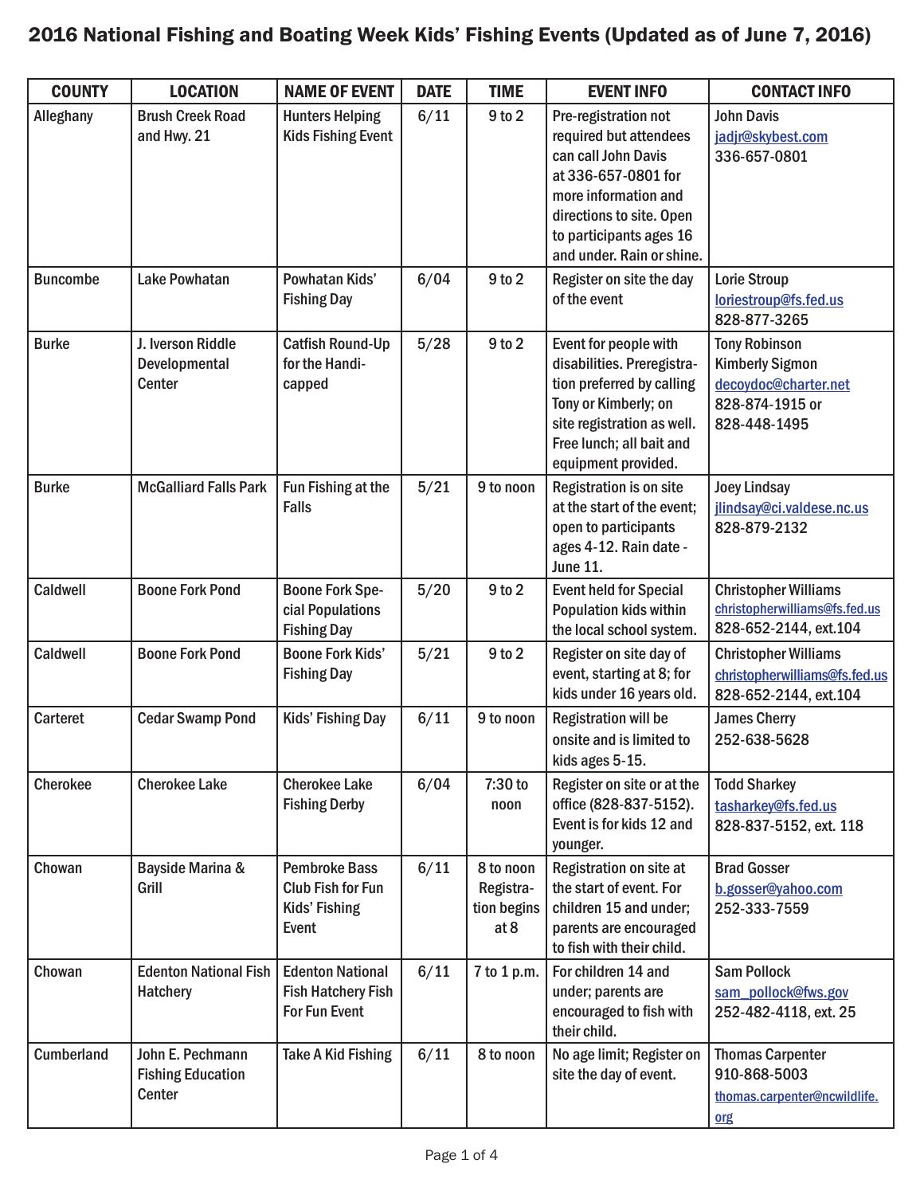# 2016 National Fishing and Boating Week Kids' Fishing Events (Updated as of June 7, 2016)

| COUNTY | LOCATION | NAME OF EVENT | DATE | TIME | EVENT INFO | CONTACT INFO |
|---|---|---|---|---|---|---|
| Alleghany | Brush Creek Road and Hwy. 21 | Hunters Helping Kids Fishing Event | 6/11 | 9 to 2 | Pre-registration not required but attendees can call John Davis at 336-657-0801 for more information and directions to site. Open to participants ages 16 and under. Rain or shine. | John Davis jadjr@skybest.com 336-657-0801 |
| Buncombe | Lake Powhatan | Powhatan Kids' Fishing Day | 6/04 | 9 to 2 | Register on site the day of the event | Lorie Stroup loriestroup@fs.fed.us 828-877-3265 |
| Burke | J. Iverson Riddle Developmental Center | Catfish Round-Up for the Handi-capped | 5/28 | 9 to 2 | Event for people with disabilities. Preregistration preferred by calling Tony or Kimberly; on site registration as well. Free lunch; all bait and equipment provided. | Tony Robinson Kimberly Sigmon decoydoc@charter.net 828-874-1915 or 828-448-1495 |
| Burke | McGalliard Falls Park | Fun Fishing at the Falls | 5/21 | 9 to noon | Registration is on site at the start of the event; open to participants ages 4-12. Rain date - June 11. | Joey Lindsay jlindsay@ci.valdese.nc.us 828-879-2132 |
| Caldwell | Boone Fork Pond | Boone Fork Special Populations Fishing Day | 5/20 | 9 to 2 | Event held for Special Population kids within the local school system. | Christopher Williams christopherwilliams@fs.fed.us 828-652-2144, ext.104 |
| Caldwell | Boone Fork Pond | Boone Fork Kids' Fishing Day | 5/21 | 9 to 2 | Register on site day of event, starting at 8; for kids under 16 years old. | Christopher Williams christopherwilliams@fs.fed.us 828-652-2144, ext.104 |
| Carteret | Cedar Swamp Pond | Kids' Fishing Day | 6/11 | 9 to noon | Registration will be onsite and is limited to kids ages 5-15. | James Cherry 252-638-5628 |
| Cherokee | Cherokee Lake | Cherokee Lake Fishing Derby | 6/04 | 7:30 to noon | Register on site or at the office (828-837-5152). Event is for kids 12 and younger. | Todd Sharkey tasharkey@fs.fed.us 828-837-5152, ext. 118 |
| Chowan | Bayside Marina & Grill | Pembroke Bass Club Fish for Fun Kids' Fishing Event | 6/11 | 8 to noon Registration begins at 8 | Registration on site at the start of event. For children 15 and under; parents are encouraged to fish with their child. | Brad Gosser b.gosser@yahoo.com 252-333-7559 |
| Chowan | Edenton National Fish Hatchery | Edenton National Fish Hatchery Fish For Fun Event | 6/11 | 7 to 1 p.m. | For children 14 and under; parents are encouraged to fish with their child. | Sam Pollock sam_pollock@fws.gov 252-482-4118, ext. 25 |
| Cumberland | John E. Pechmann Fishing Education Center | Take A Kid Fishing | 6/11 | 8 to noon | No age limit; Register on site the day of event. | Thomas Carpenter 910-868-5003 thomas.carpenter@ncwildlife.org |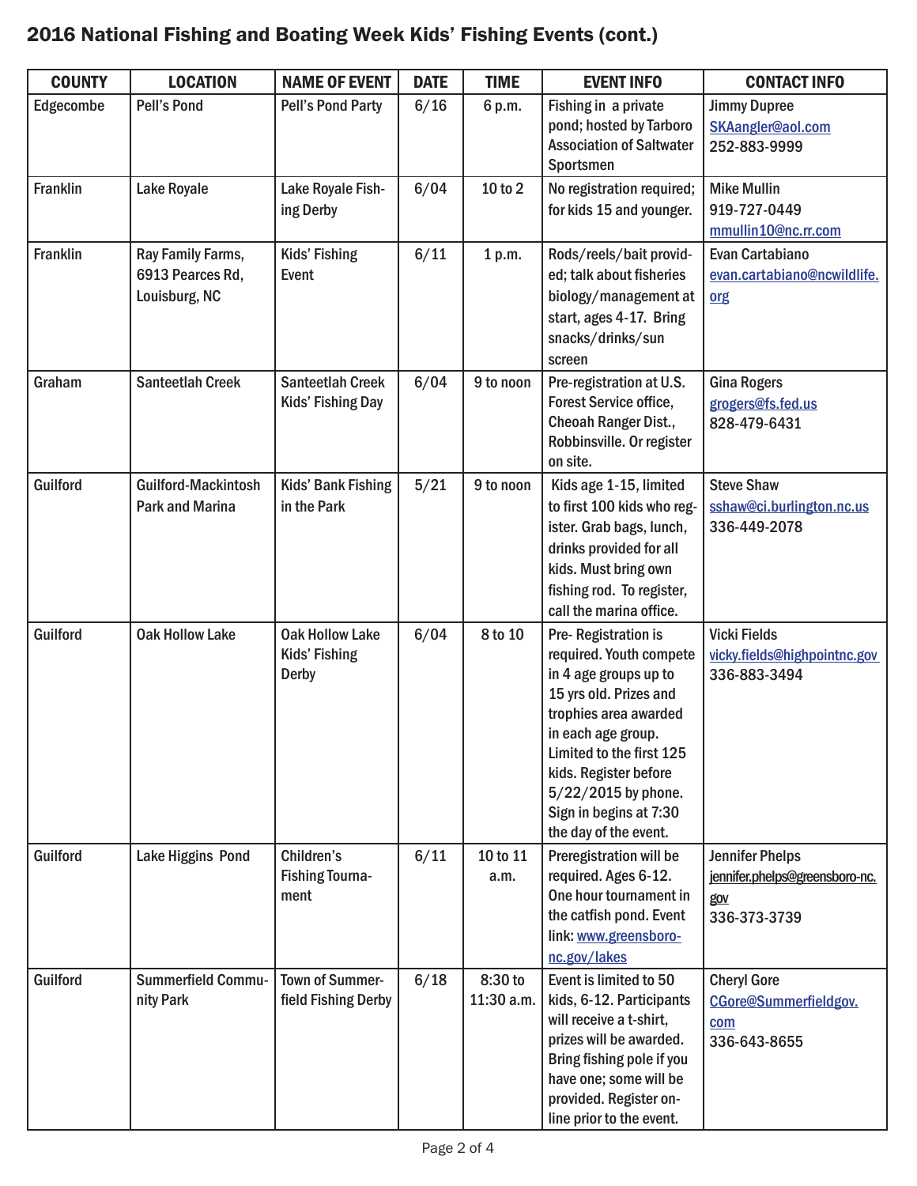## 2016 National Fishing and Boating Week Kids' Fishing Events (cont.)

| COUNTY | LOCATION | NAME OF EVENT | DATE | TIME | EVENT INFO | CONTACT INFO |
|---|---|---|---|---|---|---|
| Edgecombe | Pell's Pond | Pell's Pond Party | 6/16 | 6 p.m. | Fishing in a private pond; hosted by Tarboro Association of Saltwater Sportsmen | Jimmy Dupree SKAangler@aol.com 252-883-9999 |
| Franklin | Lake Royale | Lake Royale Fishing Derby | 6/04 | 10 to 2 | No registration required; for kids 15 and younger. | Mike Mullin 919-727-0449 mmullin10@nc.rr.com |
| Franklin | Ray Family Farms, 6913 Pearces Rd, Louisburg, NC | Kids' Fishing Event | 6/11 | 1 p.m. | Rods/reels/bait provided; talk about fisheries biology/management at start, ages 4-17. Bring snacks/drinks/sun screen | Evan Cartabiano evan.cartabiano@ncwildlife.org |
| Graham | Santeetlah Creek | Santeetlah Creek Kids' Fishing Day | 6/04 | 9 to noon | Pre-registration at U.S. Forest Service office, Cheoah Ranger Dist., Robbinsville. Or register on site. | Gina Rogers grogers@fs.fed.us 828-479-6431 |
| Guilford | Guilford-Mackintosh Park and Marina | Kids' Bank Fishing in the Park | 5/21 | 9 to noon | Kids age 1-15, limited to first 100 kids who register. Grab bags, lunch, drinks provided for all kids. Must bring own fishing rod. To register, call the marina office. | Steve Shaw sshaw@ci.burlington.nc.us 336-449-2078 |
| Guilford | Oak Hollow Lake | Oak Hollow Lake Kids' Fishing Derby | 6/04 | 8 to 10 | Pre- Registration is required. Youth compete in 4 age groups up to 15 yrs old. Prizes and trophies area awarded in each age group. Limited to the first 125 kids. Register before 5/22/2015 by phone. Sign in begins at 7:30 the day of the event. | Vicki Fields vicky.fields@highpointnc.gov 336-883-3494 |
| Guilford | Lake Higgins Pond | Children's Fishing Tournament | 6/11 | 10 to 11 a.m. | Preregistration will be required. Ages 6-12. One hour tournament in the catfish pond. Event link: www.greensboro-nc.gov/lakes | Jennifer Phelps jennifer.phelps@greensboro-nc.gov 336-373-3739 |
| Guilford | Summerfield Community Park | Town of Summerfield Fishing Derby | 6/18 | 8:30 to 11:30 a.m. | Event is limited to 50 kids, 6-12. Participants will receive a t-shirt, prizes will be awarded. Bring fishing pole if you have one; some will be provided. Register online prior to the event. | Cheryl Gore CGore@Summerfieldgov.com 336-643-8655 |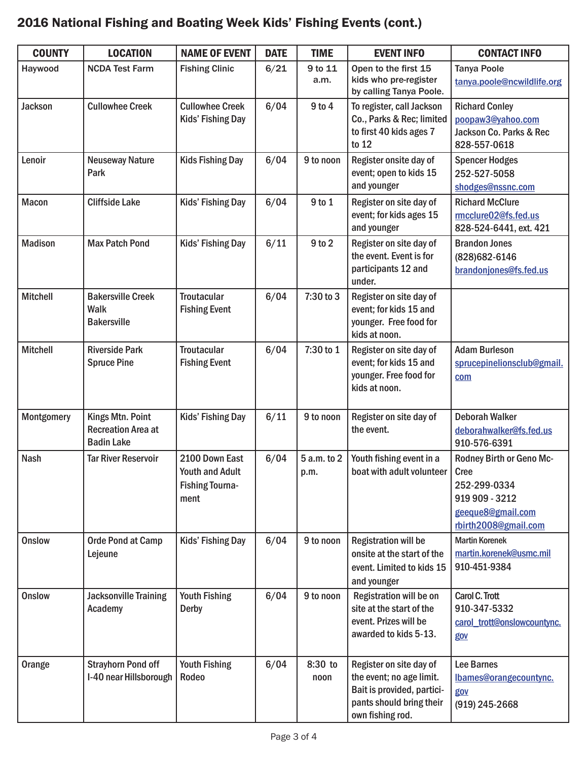## 2016 National Fishing and Boating Week Kids' Fishing Events (cont.)

| COUNTY | LOCATION | NAME OF EVENT | DATE | TIME | EVENT INFO | CONTACT INFO |
|---|---|---|---|---|---|---|
| Haywood | NCDA Test Farm | Fishing Clinic | 6/21 | 9 to 11 a.m. | Open to the first 15 kids who pre-register by calling Tanya Poole. | Tanya Poole tanya.poole@ncwildlife.org |
| Jackson | Cullowhee Creek | Cullowhee Creek Kids' Fishing Day | 6/04 | 9 to 4 | To register, call Jackson Co., Parks & Rec; limited to first 40 kids ages 7 to 12 | Richard Conley poopaw3@yahoo.com Jackson Co. Parks & Rec 828-557-0618 |
| Lenoir | Neuseway Nature Park | Kids Fishing Day | 6/04 | 9 to noon | Register onsite day of event; open to kids 15 and younger | Spencer Hodges 252-527-5058 shodges@nssnc.com |
| Macon | Cliffside Lake | Kids' Fishing Day | 6/04 | 9 to 1 | Register on site day of event; for kids ages 15 and younger | Richard McClure rmcclure02@fs.fed.us 828-524-6441, ext. 421 |
| Madison | Max Patch Pond | Kids' Fishing Day | 6/11 | 9 to 2 | Register on site day of the event. Event is for participants 12 and under. | Brandon Jones (828)682-6146 brandonjones@fs.fed.us |
| Mitchell | Bakersville Creek Walk Bakersville | Troutacular Fishing Event | 6/04 | 7:30 to 3 | Register on site day of event; for kids 15 and younger. Free food for kids at noon. | |
| Mitchell | Riverside Park Spruce Pine | Troutacular Fishing Event | 6/04 | 7:30 to 1 | Register on site day of event; for kids 15 and younger. Free food for kids at noon. | Adam Burleson sprucepinelionsclub@gmail.com |
| Montgomery | Kings Mtn. Point Recreation Area at Badin Lake | Kids' Fishing Day | 6/11 | 9 to noon | Register on site day of the event. | Deborah Walker deborahwalker@fs.fed.us 910-576-6391 |
| Nash | Tar River Reservoir | 2100 Down East Youth and Adult Fishing Tournament | 6/04 | 5 a.m. to 2 p.m. | Youth fishing event in a boat with adult volunteer | Rodney Birth or Geno McCree 252-299-0334 919 909 - 3212 geeque8@gmail.com rbirth2008@gmail.com |
| Onslow | Orde Pond at Camp Lejeune | Kids' Fishing Day | 6/04 | 9 to noon | Registration will be onsite at the start of the event. Limited to kids 15 and younger | Martin Korenek martin.korenek@usmc.mil 910-451-9384 |
| Onslow | Jacksonville Training Academy | Youth Fishing Derby | 6/04 | 9 to noon | Registration will be on site at the start of the event. Prizes will be awarded to kids 5-13. | Carol C. Trott 910-347-5332 carol_trott@onslowcountync.gov |
| Orange | Strayhorn Pond off I-40 near Hillsborough | Youth Fishing Rodeo | 6/04 | 8:30 to noon | Register on site day of the event; no age limit. Bait is provided, participants should bring their own fishing rod. | Lee Barnes lbarnes@orangecountync.gov (919) 245-2668 |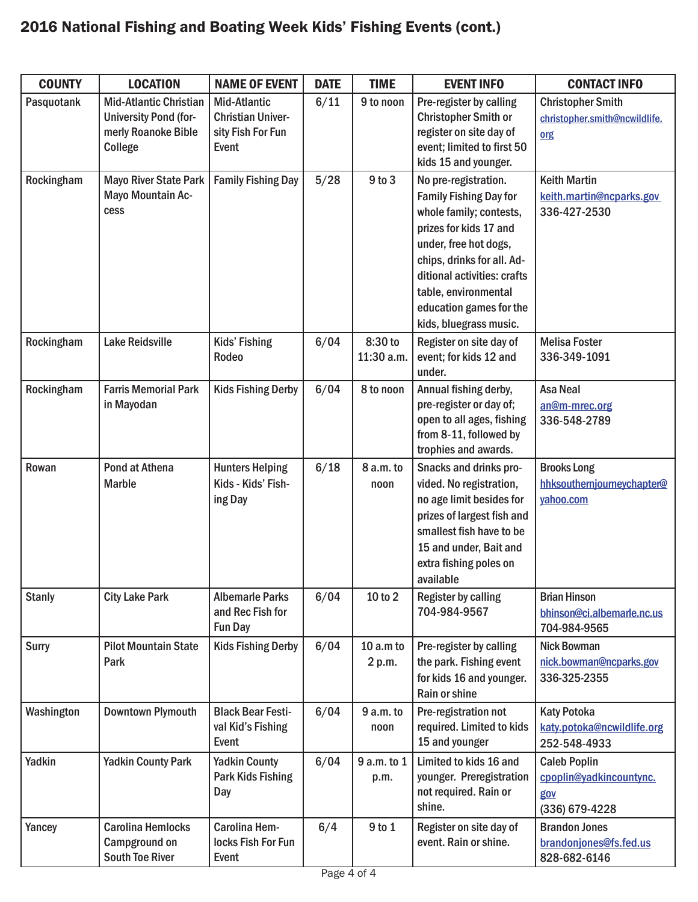# 2016 National Fishing and Boating Week Kids' Fishing Events (cont.)

| COUNTY | LOCATION | NAME OF EVENT | DATE | TIME | EVENT INFO | CONTACT INFO |
|---|---|---|---|---|---|---|
| Pasquotank | Mid-Atlantic Christian University Pond (formerly Roanoke Bible College | Mid-Atlantic Christian University Fish For Fun Event | 6/11 | 9 to noon | Pre-register by calling Christopher Smith or register on site day of event; limited to first 50 kids 15 and younger. | Christopher Smith christopher.smith@ncwildlife.org |
| Rockingham | Mayo River State Park Mayo Mountain Access | Family Fishing Day | 5/28 | 9 to 3 | No pre-registration. Family Fishing Day for whole family; contests, prizes for kids 17 and under, free hot dogs, chips, drinks for all. Additional activities: crafts table, environmental education games for the kids, bluegrass music. | Keith Martin keith.martin@ncparks.gov 336-427-2530 |
| Rockingham | Lake Reidsville | Kids' Fishing Rodeo | 6/04 | 8:30 to 11:30 a.m. | Register on site day of event; for kids 12 and under. | Melisa Foster 336-349-1091 |
| Rockingham | Farris Memorial Park in Mayodan | Kids Fishing Derby | 6/04 | 8 to noon | Annual fishing derby, pre-register or day of; open to all ages, fishing from 8-11, followed by trophies and awards. | Asa Neal an@m-mrec.org 336-548-2789 |
| Rowan | Pond at Athena Marble | Hunters Helping Kids - Kids' Fishing Day | 6/18 | 8 a.m. to noon | Snacks and drinks provided. No registration, no age limit besides for prizes of largest fish and smallest fish have to be 15 and under, Bait and extra fishing poles on available | Brooks Long hhksouthernjourneychapter@yahoo.com |
| Stanly | City Lake Park | Albemarle Parks and Rec Fish for Fun Day | 6/04 | 10 to 2 | Register by calling 704-984-9567 | Brian Hinson bhinson@ci.albemarle.nc.us 704-984-9565 |
| Surry | Pilot Mountain State Park | Kids Fishing Derby | 6/04 | 10 a.m to 2 p.m. | Pre-register by calling the park. Fishing event for kids 16 and younger. Rain or shine | Nick Bowman nick.bowman@ncparks.gov 336-325-2355 |
| Washington | Downtown Plymouth | Black Bear Festival Kid's Fishing Event | 6/04 | 9 a.m. to noon | Pre-registration not required. Limited to kids 15 and younger | Katy Potoka katy.potoka@ncwildlife.org 252-548-4933 |
| Yadkin | Yadkin County Park | Yadkin County Park Kids Fishing Day | 6/04 | 9 a.m. to 1 p.m. | Limited to kids 16 and younger. Preregistration not required. Rain or shine. | Caleb Poplin cpoplin@yadkincountync.gov (336) 679-4228 |
| Yancey | Carolina Hemlocks Campground on South Toe River | Carolina Hemlocks Fish For Fun Event | 6/4 | 9 to 1 | Register on site day of event. Rain or shine. | Brandon Jones brandonjones@fs.fed.us 828-682-6146 |